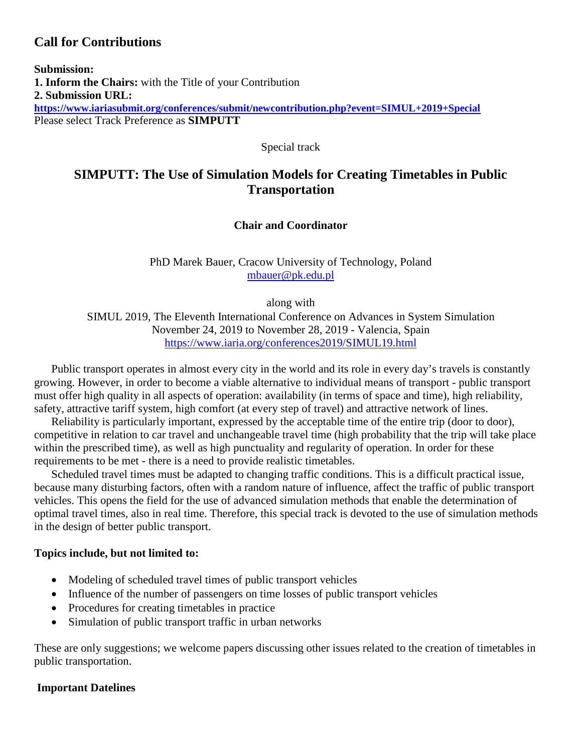## Call for Contributions

**Submission:**
**1. Inform the Chairs:** with the Title of your Contribution
**2. Submission URL:**
**https://www.iariasubmit.org/conferences/submit/newcontribution.php?event=SIMUL+2019+Special**
Please select Track Preference as **SIMPUTT**

Special track

# SIMPUTT: The Use of Simulation Models for Creating Timetables in Public Transportation

**Chair and Coordinator**

PhD Marek Bauer, Cracow University of Technology, Poland
mbauer@pk.edu.pl

along with
SIMUL 2019, The Eleventh International Conference on Advances in System Simulation
November 24, 2019 to November 28, 2019 - Valencia, Spain
https://www.iaria.org/conferences2019/SIMUL19.html

Public transport operates in almost every city in the world and its role in every day's travels is constantly growing. However, in order to become a viable alternative to individual means of transport - public transport must offer high quality in all aspects of operation: availability (in terms of space and time), high reliability, safety, attractive tariff system, high comfort (at every step of travel) and attractive network of lines.

Reliability is particularly important, expressed by the acceptable time of the entire trip (door to door), competitive in relation to car travel and unchangeable travel time (high probability that the trip will take place within the prescribed time), as well as high punctuality and regularity of operation. In order for these requirements to be met - there is a need to provide realistic timetables.

Scheduled travel times must be adapted to changing traffic conditions. This is a difficult practical issue, because many disturbing factors, often with a random nature of influence, affect the traffic of public transport vehicles. This opens the field for the use of advanced simulation methods that enable the determination of optimal travel times, also in real time. Therefore, this special track is devoted to the use of simulation methods in the design of better public transport.

**Topics include, but not limited to:**

- Modeling of scheduled travel times of public transport vehicles
- Influence of the number of passengers on time losses of public transport vehicles
- Procedures for creating timetables in practice
- Simulation of public transport traffic in urban networks

These are only suggestions; we welcome papers discussing other issues related to the creation of timetables in public transportation.

**Important Datelines**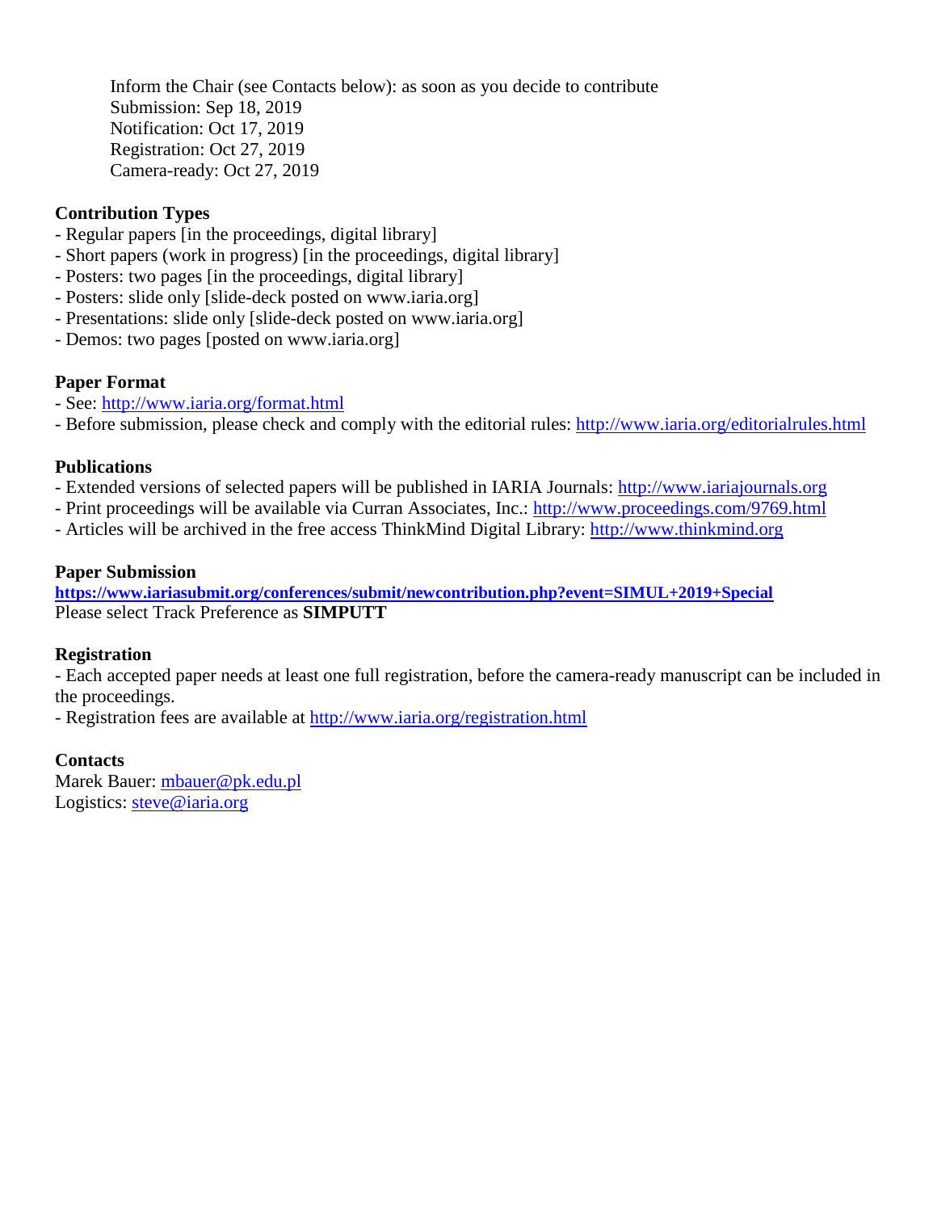Inform the Chair (see Contacts below): as soon as you decide to contribute
Submission: Sep 18, 2019
Notification: Oct 17, 2019
Registration: Oct 27, 2019
Camera-ready: Oct 27, 2019

**Contribution Types**

- Regular papers [in the proceedings, digital library]
- Short papers (work in progress) [in the proceedings, digital library]
- Posters: two pages [in the proceedings, digital library]
- Posters: slide only [slide-deck posted on www.iaria.org]
- Presentations: slide only [slide-deck posted on www.iaria.org]
- Demos: two pages [posted on www.iaria.org]

**Paper Format**

- See: http://www.iaria.org/format.html
- Before submission, please check and comply with the editorial rules: http://www.iaria.org/editorialrules.html

**Publications**

- Extended versions of selected papers will be published in IARIA Journals: http://www.iariajournals.org
- Print proceedings will be available via Curran Associates, Inc.: http://www.proceedings.com/9769.html
- Articles will be archived in the free access ThinkMind Digital Library: http://www.thinkmind.org

**Paper Submission**

**https://www.iariasubmit.org/conferences/submit/newcontribution.php?event=SIMUL+2019+Special**
Please select Track Preference as **SIMPUTT**

**Registration**

- Each accepted paper needs at least one full registration, before the camera-ready manuscript can be included in the proceedings.
- Registration fees are available at http://www.iaria.org/registration.html

**Contacts**

Marek Bauer: mbauer@pk.edu.pl
Logistics: steve@iaria.org